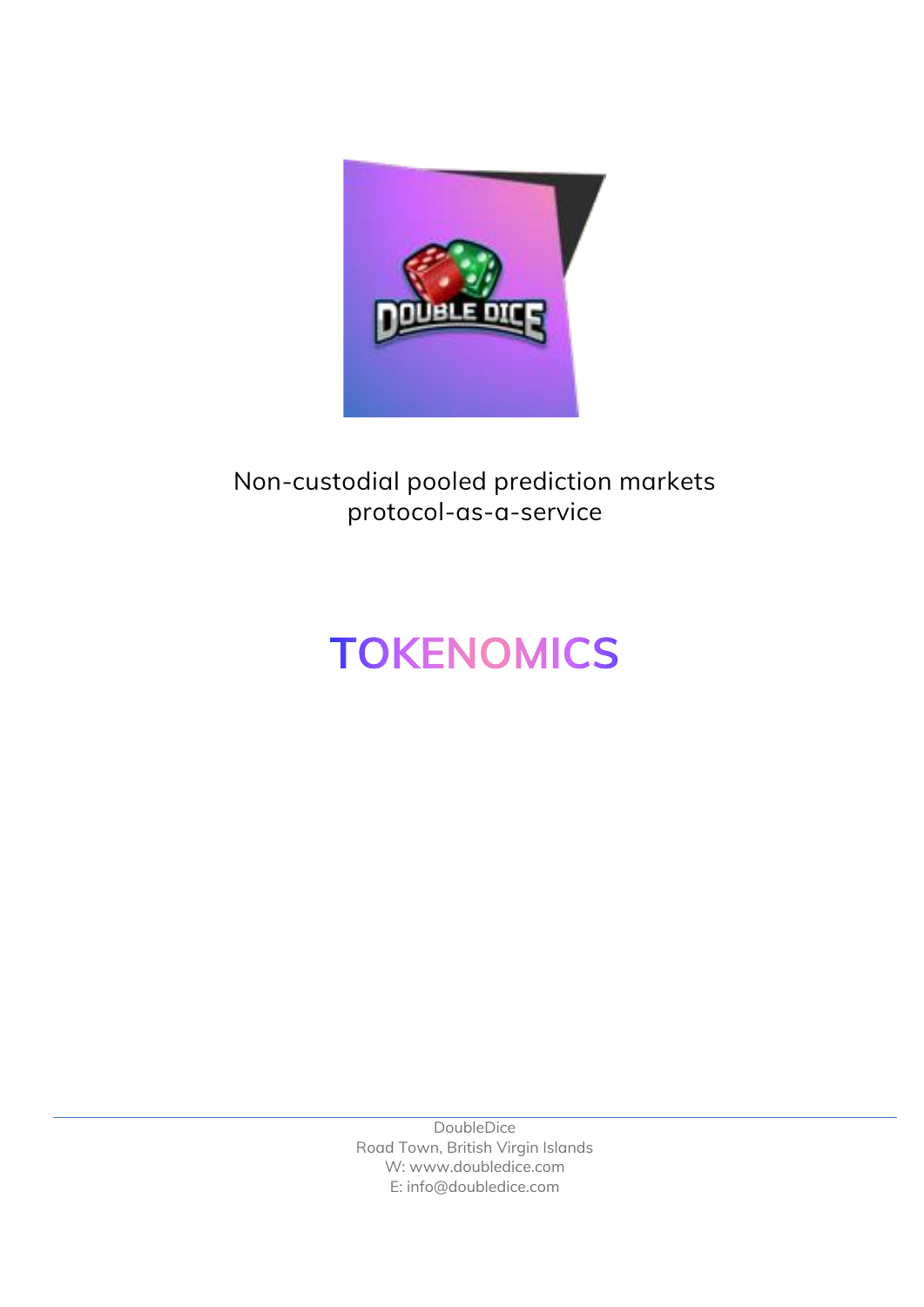Non-custodial pooled prediction markets protocol-as-a-service

# TOKENOMICS

DoubleDice
Road Town, British Virgin Islands
W: www.doubledice.com
E: info@doubledice.com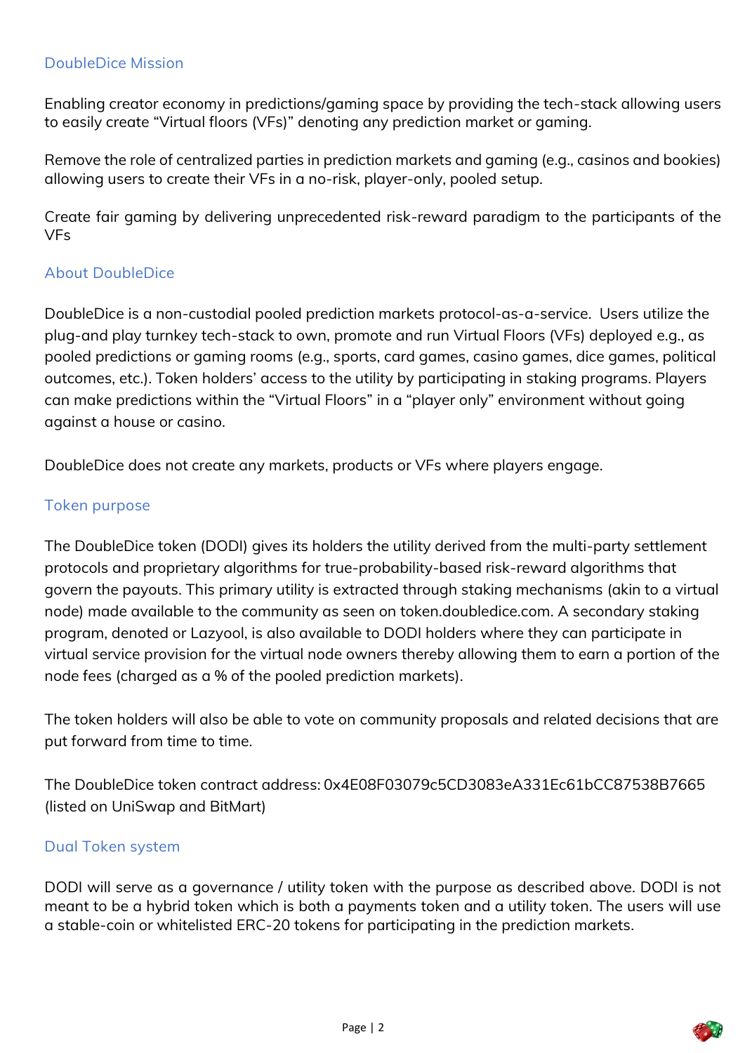## DoubleDice Mission

Enabling creator economy in predictions/gaming space by providing the tech-stack allowing users to easily create "Virtual floors (VFs)" denoting any prediction market or gaming.

Remove the role of centralized parties in prediction markets and gaming (e.g., casinos and bookies) allowing users to create their VFs in a no-risk, player-only, pooled setup.

Create fair gaming by delivering unprecedented risk-reward paradigm to the participants of the VFs

## About DoubleDice

DoubleDice is a non-custodial pooled prediction markets protocol-as-a-service. Users utilize the plug-and play turnkey tech-stack to own, promote and run Virtual Floors (VFs) deployed e.g., as pooled predictions or gaming rooms (e.g., sports, card games, casino games, dice games, political outcomes, etc.). Token holders' access to the utility by participating in staking programs. Players can make predictions within the "Virtual Floors" in a "player only" environment without going against a house or casino.

DoubleDice does not create any markets, products or VFs where players engage.

## Token purpose

The DoubleDice token (DODI) gives its holders the utility derived from the multi-party settlement protocols and proprietary algorithms for true-probability-based risk-reward algorithms that govern the payouts. This primary utility is extracted through staking mechanisms (akin to a virtual node) made available to the community as seen on token.doubledice.com. A secondary staking program, denoted or Lazyool, is also available to DODI holders where they can participate in virtual service provision for the virtual node owners thereby allowing them to earn a portion of the node fees (charged as a % of the pooled prediction markets).

The token holders will also be able to vote on community proposals and related decisions that are put forward from time to time.

The DoubleDice token contract address: 0x4E08F03079c5CD3083eA331Ec61bCC87538B7665 (listed on UniSwap and BitMart)

## Dual Token system

DODI will serve as a governance / utility token with the purpose as described above. DODI is not meant to be a hybrid token which is both a payments token and a utility token. The users will use a stable-coin or whitelisted ERC-20 tokens for participating in the prediction markets.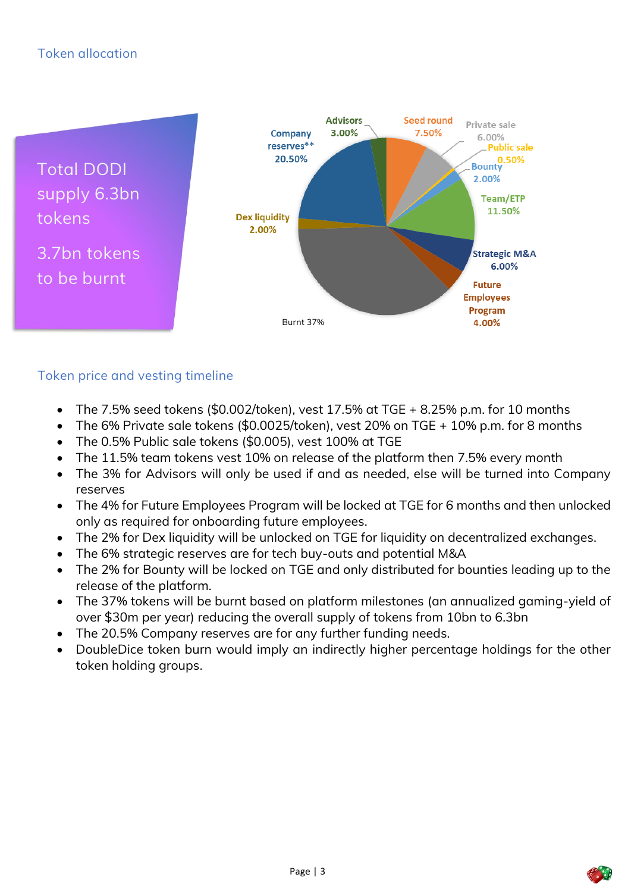## Token allocation

Total DODI supply 6.3bn tokens

3.7bn tokens to be burnt

Advisors 3.00%

Seed round 7.50%

Private sale 6.00%

Public sale 0.50%

Bounty 2.00%

Team/ETP 11.50%

Strategic M&A 6.00%

Future Employees Program 4.00%

Burnt 37%

Dex liquidity 2.00%

Company reserves** 20.50%

## Token price and vesting timeline

- The 7.5% seed tokens ($0.002/token), vest 17.5% at TGE + 8.25% p.m. for 10 months
- The 6% Private sale tokens ($0.0025/token), vest 20% on TGE + 10% p.m. for 8 months
- The 0.5% Public sale tokens ($0.005), vest 100% at TGE
- The 11.5% team tokens vest 10% on release of the platform then 7.5% every month
- The 3% for Advisors will only be used if and as needed, else will be turned into Company reserves
- The 4% for Future Employees Program will be locked at TGE for 6 months and then unlocked only as required for onboarding future employees.
- The 2% for Dex liquidity will be unlocked on TGE for liquidity on decentralized exchanges.
- The 6% strategic reserves are for tech buy-outs and potential M&A
- The 2% for Bounty will be locked on TGE and only distributed for bounties leading up to the release of the platform.
- The 37% tokens will be burnt based on platform milestones (an annualized gaming-yield of over $30m per year) reducing the overall supply of tokens from 10bn to 6.3bn
- The 20.5% Company reserves are for any further funding needs.
- DoubleDice token burn would imply an indirectly higher percentage holdings for the other token holding groups.